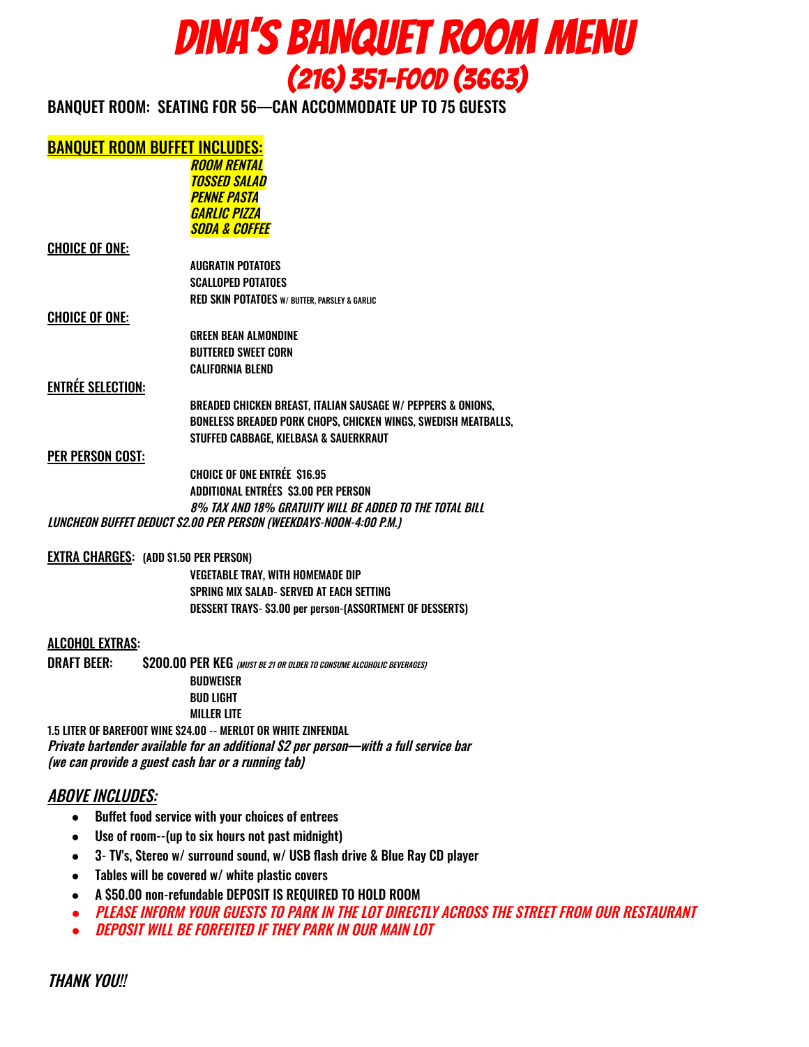# DINA'S BANQUET ROOM MENU

## (216) 351-FOOD (3663)

BANQUET ROOM: SEATING FOR 56—CAN ACCOMMODATE UP TO 75 GUESTS

**BANQUET ROOM BUFFET INCLUDES:**

***ROOM RENTAL***
***TOSSED SALAD***
***PENNE PASTA***
***GARLIC PIZZA***
***SODA & COFFEE***

**CHOICE OF ONE:**

AUGRATIN POTATOES
SCALLOPED POTATOES
RED SKIN POTATOES W/ BUTTER, PARSLEY & GARLIC

**CHOICE OF ONE:**

GREEN BEAN ALMONDINE
BUTTERED SWEET CORN
CALIFORNIA BLEND

**ENTRÉE SELECTION:**

BREADED CHICKEN BREAST, ITALIAN SAUSAGE W/ PEPPERS & ONIONS,
BONELESS BREADED PORK CHOPS, CHICKEN WINGS, SWEDISH MEATBALLS,
STUFFED CABBAGE, KIELBASA & SAUERKRAUT

**PER PERSON COST:**

CHOICE OF ONE ENTRÉE $16.95
ADDITIONAL ENTRÉES $3.00 PER PERSON
*8% TAX AND 18% GRATUITY WILL BE ADDED TO THE TOTAL BILL*

*LUNCHEON BUFFET DEDUCT $2.00 PER PERSON (WEEKDAYS-NOON-4:00 P.M.)*

**EXTRA CHARGES:** (ADD $1.50 PER PERSON)

VEGETABLE TRAY, WITH HOMEMADE DIP
SPRING MIX SALAD- SERVED AT EACH SETTING
DESSERT TRAYS- $3.00 per person-(ASSORTMENT OF DESSERTS)

**ALCOHOL EXTRAS:**

DRAFT BEER: $200.00 PER KEG *(MUST BE 21 OR OLDER TO CONSUME ALCOHOLIC BEVERAGES)*

BUDWEISER
BUD LIGHT
MILLER LITE

1.5 LITER OF BAREFOOT WINE $24.00 -- MERLOT OR WHITE ZINFENDAL

*Private bartender available for an additional $2 per person—with a full service bar*
*(we can provide a guest cash bar or a running tab)*

## *ABOVE INCLUDES:*

- Buffet food service with your choices of entrees
- Use of room--(up to six hours not past midnight)
- 3- TV's, Stereo w/ surround sound, w/ USB flash drive & Blue Ray CD player
- Tables will be covered w/ white plastic covers
- A $50.00 non-refundable DEPOSIT IS REQUIRED TO HOLD ROOM
- *PLEASE INFORM YOUR GUESTS TO PARK IN THE LOT DIRECTLY ACROSS THE STREET FROM OUR RESTAURANT*
- *DEPOSIT WILL BE FORFEITED IF THEY PARK IN OUR MAIN LOT*

*THANK YOU!!*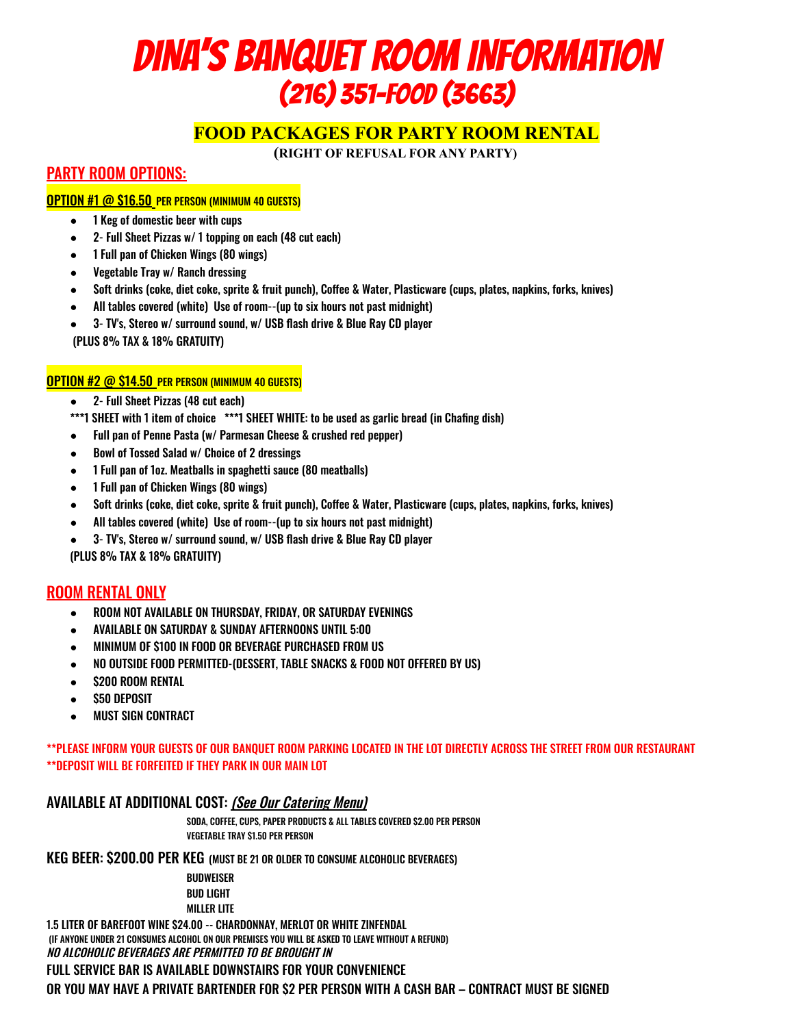# DINA'S BANQUET ROOM INFORMATION
# (216) 351-FOOD (3663)

## FOOD PACKAGES FOR PARTY ROOM RENTAL

**(RIGHT OF REFUSAL FOR ANY PARTY)**

## PARTY ROOM OPTIONS:

### OPTION #1 @ $16.50 PER PERSON (MINIMUM 40 GUESTS)

- 1 Keg of domestic beer with cups
- 2- Full Sheet Pizzas w/ 1 topping on each (48 cut each)
- 1 Full pan of Chicken Wings (80 wings)
- Vegetable Tray w/ Ranch dressing
- Soft drinks (coke, diet coke, sprite & fruit punch), Coffee & Water, Plasticware (cups, plates, napkins, forks, knives)
- All tables covered (white) Use of room--(up to six hours not past midnight)
- 3- TV's, Stereo w/ surround sound, w/ USB flash drive & Blue Ray CD player

(PLUS 8% TAX & 18% GRATUITY)

### OPTION #2 @ $14.50 PER PERSON (MINIMUM 40 GUESTS)

- 2- Full Sheet Pizzas (48 cut each)

***1 SHEET with 1 item of choice ***1 SHEET WHITE: to be used as garlic bread (in Chafing dish)

- Full pan of Penne Pasta (w/ Parmesan Cheese & crushed red pepper)
- Bowl of Tossed Salad w/ Choice of 2 dressings
- 1 Full pan of 1oz. Meatballs in spaghetti sauce (80 meatballs)
- 1 Full pan of Chicken Wings (80 wings)
- Soft drinks (coke, diet coke, sprite & fruit punch), Coffee & Water, Plasticware (cups, plates, napkins, forks, knives)
- All tables covered (white) Use of room--(up to six hours not past midnight)
- 3- TV's, Stereo w/ surround sound, w/ USB flash drive & Blue Ray CD player

(PLUS 8% TAX & 18% GRATUITY)

## ROOM RENTAL ONLY

- ROOM NOT AVAILABLE ON THURSDAY, FRIDAY, OR SATURDAY EVENINGS
- AVAILABLE ON SATURDAY & SUNDAY AFTERNOONS UNTIL 5:00
- MINIMUM OF $100 IN FOOD OR BEVERAGE PURCHASED FROM US
- NO OUTSIDE FOOD PERMITTED-(DESSERT, TABLE SNACKS & FOOD NOT OFFERED BY US)
- $200 ROOM RENTAL
- $50 DEPOSIT
- MUST SIGN CONTRACT

**PLEASE INFORM YOUR GUESTS OF OUR BANQUET ROOM PARKING LOCATED IN THE LOT DIRECTLY ACROSS THE STREET FROM OUR RESTAURANT
**DEPOSIT WILL BE FORFEITED IF THEY PARK IN OUR MAIN LOT

### AVAILABLE AT ADDITIONAL COST: *(See Our Catering Menu)*

SODA, COFFEE, CUPS, PAPER PRODUCTS & ALL TABLES COVERED $2.00 PER PERSON
VEGETABLE TRAY $1.50 PER PERSON

### KEG BEER: $200.00 PER KEG (MUST BE 21 OR OLDER TO CONSUME ALCOHOLIC BEVERAGES)

BUDWEISER
BUD LIGHT
MILLER LITE

1.5 LITER OF BAREFOOT WINE $24.00 -- CHARDONNAY, MERLOT OR WHITE ZINFENDAL
(IF ANYONE UNDER 21 CONSUMES ALCOHOL ON OUR PREMISES YOU WILL BE ASKED TO LEAVE WITHOUT A REFUND)
*NO ALCOHOLIC BEVERAGES ARE PERMITTED TO BE BROUGHT IN*
FULL SERVICE BAR IS AVAILABLE DOWNSTAIRS FOR YOUR CONVENIENCE
OR YOU MAY HAVE A PRIVATE BARTENDER FOR $2 PER PERSON WITH A CASH BAR – CONTRACT MUST BE SIGNED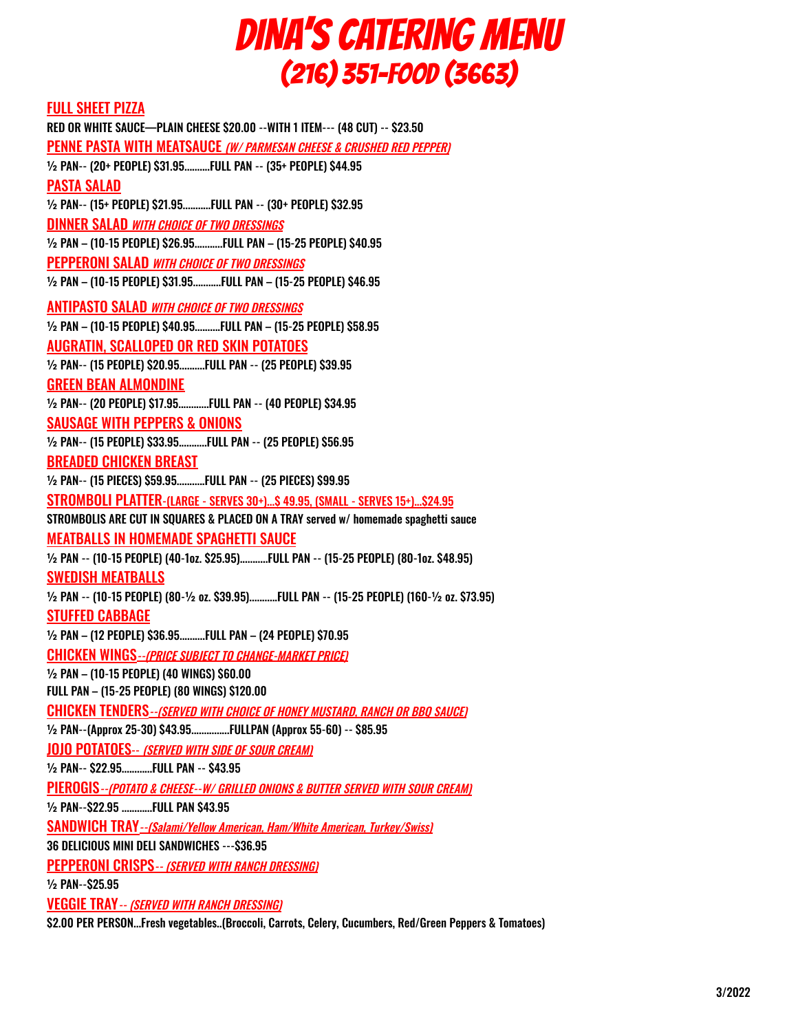# DINA'S CATERING MENU
## (216) 351-FOOD (3663)

**FULL SHEET PIZZA**

RED OR WHITE SAUCE—PLAIN CHEESE $20.00 --WITH 1 ITEM--- (48 CUT) -- $23.50

**PENNE PASTA WITH MEATSAUCE** *(W/ PARMESAN CHEESE & CRUSHED RED PEPPER)*

½ PAN-- (20+ PEOPLE) $31.95..........FULL PAN -- (35+ PEOPLE) $44.95

**PASTA SALAD**

½ PAN-- (15+ PEOPLE) $21.95...........FULL PAN -- (30+ PEOPLE) $32.95

**DINNER SALAD** *WITH CHOICE OF TWO DRESSINGS*

½ PAN – (10-15 PEOPLE) $26.95...........FULL PAN – (15-25 PEOPLE) $40.95

**PEPPERONI SALAD** *WITH CHOICE OF TWO DRESSINGS*

½ PAN – (10-15 PEOPLE) $31.95...........FULL PAN – (15-25 PEOPLE) $46.95

**ANTIPASTO SALAD** *WITH CHOICE OF TWO DRESSINGS*

½ PAN – (10-15 PEOPLE) $40.95..........FULL PAN – (15-25 PEOPLE) $58.95

**AUGRATIN, SCALLOPED OR RED SKIN POTATOES**

½ PAN-- (15 PEOPLE) $20.95..........FULL PAN -- (25 PEOPLE) $39.95

**GREEN BEAN ALMONDINE**

½ PAN-- (20 PEOPLE) $17.95............FULL PAN -- (40 PEOPLE) $34.95

**SAUSAGE WITH PEPPERS & ONIONS**

½ PAN-- (15 PEOPLE) $33.95...........FULL PAN -- (25 PEOPLE) $56.95

**BREADED CHICKEN BREAST**

½ PAN-- (15 PIECES) $59.95...........FULL PAN -- (25 PIECES) $99.95

**STROMBOLI PLATTER**-(LARGE - SERVES 30+)...$ 49.95, (SMALL - SERVES 15+)...$24.95

STROMBOLIS ARE CUT IN SQUARES & PLACED ON A TRAY served w/ homemade spaghetti sauce

**MEATBALLS IN HOMEMADE SPAGHETTI SAUCE**

½ PAN -- (10-15 PEOPLE) (40-1oz. $25.95)...........FULL PAN -- (15-25 PEOPLE) (80-1oz. $48.95)

**SWEDISH MEATBALLS**

½ PAN -- (10-15 PEOPLE) (80-½ oz. $39.95)...........FULL PAN -- (15-25 PEOPLE) (160-½ oz. $73.95)

**STUFFED CABBAGE**

½ PAN – (12 PEOPLE) $36.95..........FULL PAN – (24 PEOPLE) $70.95

**CHICKEN WINGS**--*(PRICE SUBJECT TO CHANGE-MARKET PRICE)*

½ PAN – (10-15 PEOPLE) (40 WINGS) $60.00

FULL PAN – (15-25 PEOPLE) (80 WINGS) $120.00

**CHICKEN TENDERS**--*(SERVED WITH CHOICE OF HONEY MUSTARD, RANCH OR BBQ SAUCE)*

½ PAN--(Approx 25-30) $43.95...............FULLPAN (Approx 55-60) -- $85.95

**JOJO POTATOES**-- *(SERVED WITH SIDE OF SOUR CREAM)*

½ PAN-- $22.95............FULL PAN -- $43.95

**PIEROGIS**--*(POTATO & CHEESE--W/ GRILLED ONIONS & BUTTER SERVED WITH SOUR CREAM)*

½ PAN--$22.95 ............FULL PAN $43.95

**SANDWICH TRAY**--*(Salami/Yellow American, Ham/White American, Turkey/Swiss)*

36 DELICIOUS MINI DELI SANDWICHES ---$36.95

**PEPPERONI CRISPS**-- *(SERVED WITH RANCH DRESSING)*

½ PAN--$25.95

**VEGGIE TRAY**-- *(SERVED WITH RANCH DRESSING)*

$2.00 PER PERSON...Fresh vegetables..(Broccoli, Carrots, Celery, Cucumbers, Red/Green Peppers & Tomatoes)

3/2022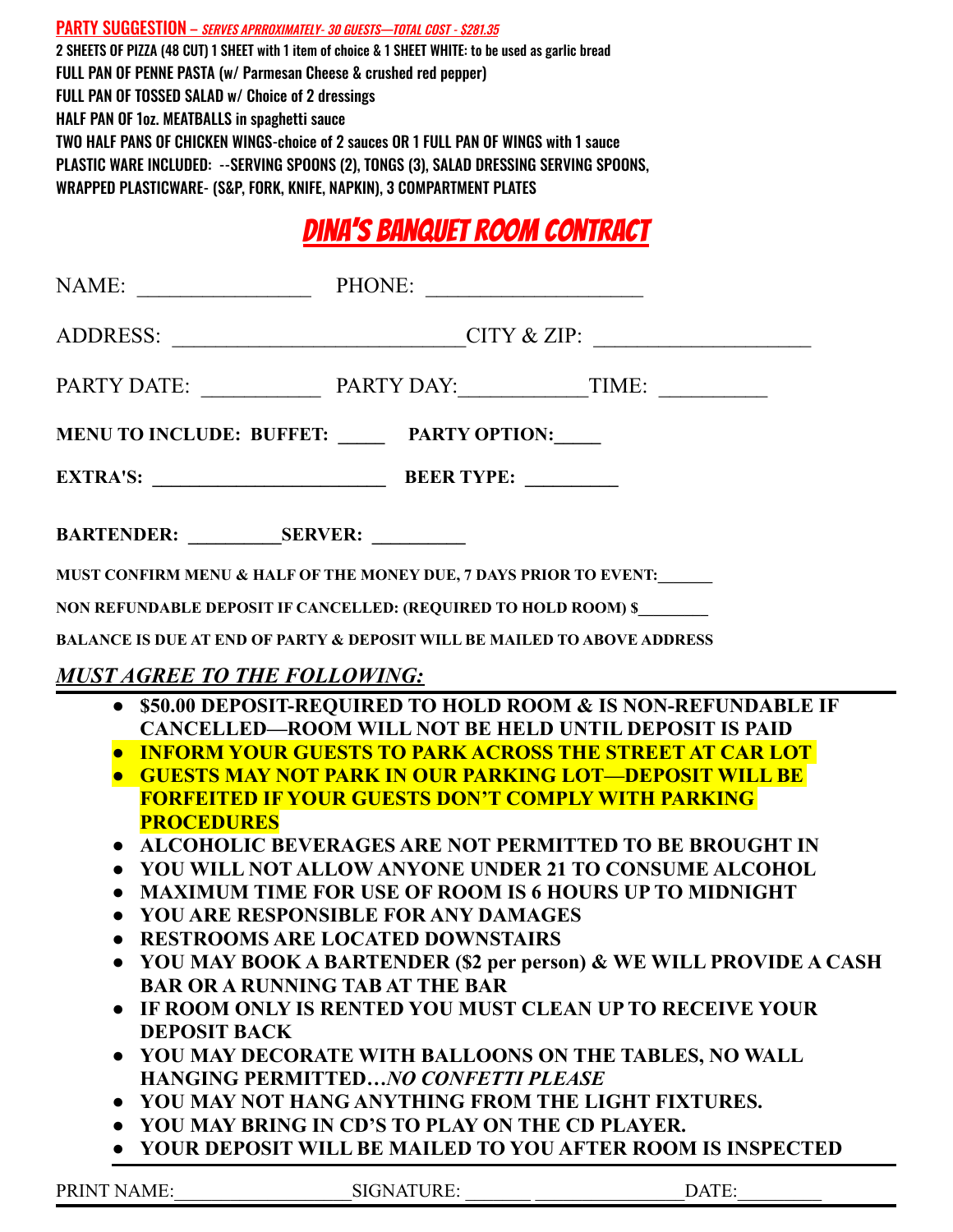**PARTY SUGGESTION** – ***SERVES APPROXIMATELY- 30 GUESTS—TOTAL COST - $281.35***

2 SHEETS OF PIZZA (48 CUT) 1 SHEET with 1 item of choice & 1 SHEET WHITE: to be used as garlic bread
FULL PAN OF PENNE PASTA (w/ Parmesan Cheese & crushed red pepper)
FULL PAN OF TOSSED SALAD w/ Choice of 2 dressings
HALF PAN OF 1oz. MEATBALLS in spaghetti sauce
TWO HALF PANS OF CHICKEN WINGS-choice of 2 sauces OR 1 FULL PAN OF WINGS with 1 sauce
PLASTIC WARE INCLUDED: --SERVING SPOONS (2), TONGS (3), SALAD DRESSING SERVING SPOONS,
WRAPPED PLASTICWARE- (S&P, FORK, KNIFE, NAPKIN), 3 COMPARTMENT PLATES

# DINA'S BANQUET ROOM CONTRACT

NAME: ________________ PHONE: ____________________

ADDRESS: ___________________________ CITY & ZIP: ____________________

PARTY DATE: ___________ PARTY DAY: ____________ TIME: __________

**MENU TO INCLUDE: BUFFET: _____ PARTY OPTION: _____**

**EXTRA'S: ________________________ BEER TYPE: _________**

**BARTENDER: _________ SERVER: _________**

**MUST CONFIRM MENU & HALF OF THE MONEY DUE, 7 DAYS PRIOR TO EVENT: ______**

**NON REFUNDABLE DEPOSIT IF CANCELLED: (REQUIRED TO HOLD ROOM) $________**

**BALANCE IS DUE AT END OF PARTY & DEPOSIT WILL BE MAILED TO ABOVE ADDRESS**

***MUST AGREE TO THE FOLLOWING:***

- **$50.00 DEPOSIT-REQUIRED TO HOLD ROOM & IS NON-REFUNDABLE IF CANCELLED—ROOM WILL NOT BE HELD UNTIL DEPOSIT IS PAID**
- **INFORM YOUR GUESTS TO PARK ACROSS THE STREET AT CAR LOT**
- **GUESTS MAY NOT PARK IN OUR PARKING LOT—DEPOSIT WILL BE FORFEITED IF YOUR GUESTS DON'T COMPLY WITH PARKING PROCEDURES**
- **ALCOHOLIC BEVERAGES ARE NOT PERMITTED TO BE BROUGHT IN**
- **YOU WILL NOT ALLOW ANYONE UNDER 21 TO CONSUME ALCOHOL**
- **MAXIMUM TIME FOR USE OF ROOM IS 6 HOURS UP TO MIDNIGHT**
- **YOU ARE RESPONSIBLE FOR ANY DAMAGES**
- **RESTROOMS ARE LOCATED DOWNSTAIRS**
- **YOU MAY BOOK A BARTENDER ($2 per person) & WE WILL PROVIDE A CASH BAR OR A RUNNING TAB AT THE BAR**
- **IF ROOM ONLY IS RENTED YOU MUST CLEAN UP TO RECEIVE YOUR DEPOSIT BACK**
- **YOU MAY DECORATE WITH BALLOONS ON THE TABLES, NO WALL HANGING PERMITTED…*NO CONFETTI PLEASE***
- **YOU MAY NOT HANG ANYTHING FROM THE LIGHT FIXTURES.**
- **YOU MAY BRING IN CD'S TO PLAY ON THE CD PLAYER.**
- **YOUR DEPOSIT WILL BE MAILED TO YOU AFTER ROOM IS INSPECTED**

PRINT NAME: ___________________ SIGNATURE: _______ ________________ DATE: _________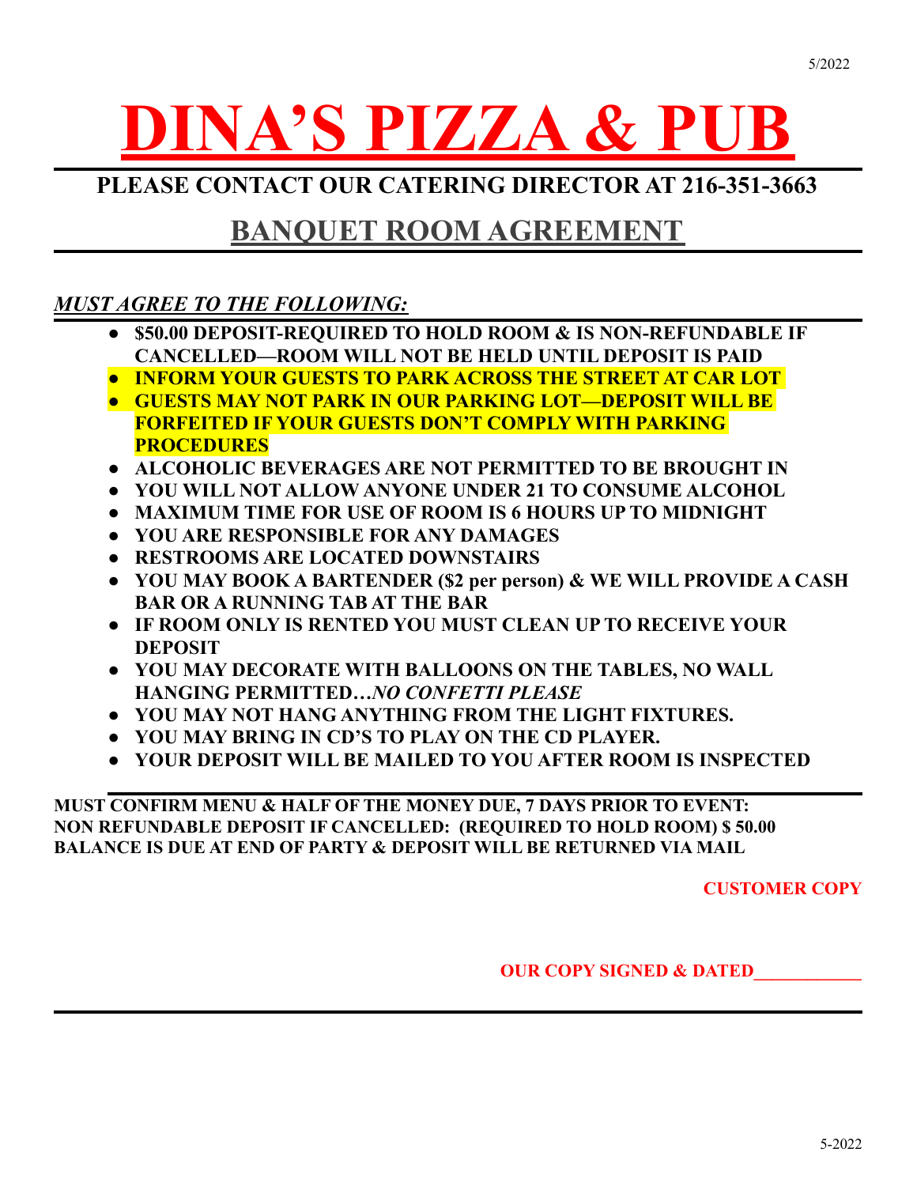# DINA'S PIZZA & PUB

## PLEASE CONTACT OUR CATERING DIRECTOR AT 216-351-3663

## BANQUET ROOM AGREEMENT

***MUST AGREE TO THE FOLLOWING:***

- **$50.00 DEPOSIT-REQUIRED TO HOLD ROOM & IS NON-REFUNDABLE IF CANCELLED—ROOM WILL NOT BE HELD UNTIL DEPOSIT IS PAID**
- **INFORM YOUR GUESTS TO PARK ACROSS THE STREET AT CAR LOT**
- **GUESTS MAY NOT PARK IN OUR PARKING LOT—DEPOSIT WILL BE FORFEITED IF YOUR GUESTS DON'T COMPLY WITH PARKING PROCEDURES**
- **ALCOHOLIC BEVERAGES ARE NOT PERMITTED TO BE BROUGHT IN**
- **YOU WILL NOT ALLOW ANYONE UNDER 21 TO CONSUME ALCOHOL**
- **MAXIMUM TIME FOR USE OF ROOM IS 6 HOURS UP TO MIDNIGHT**
- **YOU ARE RESPONSIBLE FOR ANY DAMAGES**
- **RESTROOMS ARE LOCATED DOWNSTAIRS**
- **YOU MAY BOOK A BARTENDER ($2 per person) & WE WILL PROVIDE A CASH BAR OR A RUNNING TAB AT THE BAR**
- **IF ROOM ONLY IS RENTED YOU MUST CLEAN UP TO RECEIVE YOUR DEPOSIT**
- **YOU MAY DECORATE WITH BALLOONS ON THE TABLES, NO WALL HANGING PERMITTED…*NO CONFETTI PLEASE***
- **YOU MAY NOT HANG ANYTHING FROM THE LIGHT FIXTURES.**
- **YOU MAY BRING IN CD'S TO PLAY ON THE CD PLAYER.**
- **YOUR DEPOSIT WILL BE MAILED TO YOU AFTER ROOM IS INSPECTED**

**MUST CONFIRM MENU & HALF OF THE MONEY DUE, 7 DAYS PRIOR TO EVENT:**
**NON REFUNDABLE DEPOSIT IF CANCELLED: (REQUIRED TO HOLD ROOM) $ 50.00**
**BALANCE IS DUE AT END OF PARTY & DEPOSIT WILL BE RETURNED VIA MAIL**

**CUSTOMER COPY**

**OUR COPY SIGNED & DATED\_\_\_\_\_\_\_\_\_\_\_\_**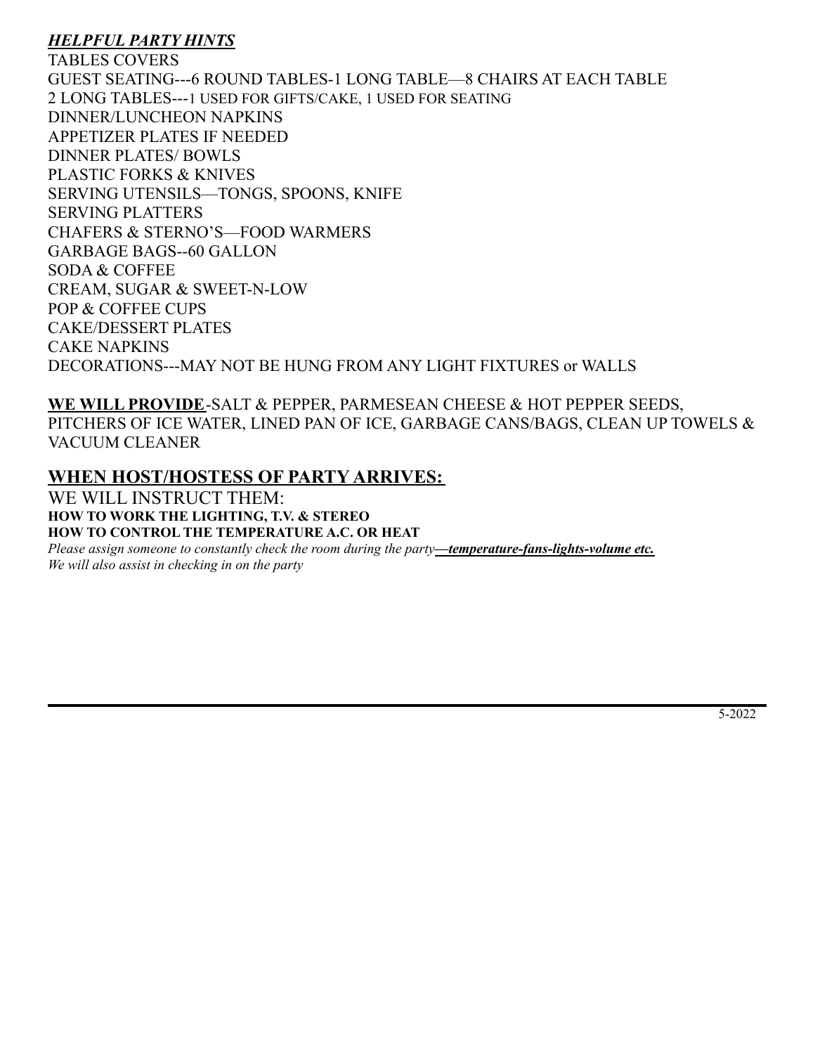***HELPFUL PARTY HINTS***

TABLES COVERS
GUEST SEATING---6 ROUND TABLES-1 LONG TABLE—8 CHAIRS AT EACH TABLE
2 LONG TABLES---1 USED FOR GIFTS/CAKE, 1 USED FOR SEATING
DINNER/LUNCHEON NAPKINS
APPETIZER PLATES IF NEEDED
DINNER PLATES/ BOWLS
PLASTIC FORKS & KNIVES
SERVING UTENSILS—TONGS, SPOONS, KNIFE
SERVING PLATTERS
CHAFERS & STERNO'S—FOOD WARMERS
GARBAGE BAGS--60 GALLON
SODA & COFFEE
CREAM, SUGAR & SWEET-N-LOW
POP & COFFEE CUPS
CAKE/DESSERT PLATES
CAKE NAPKINS
DECORATIONS---MAY NOT BE HUNG FROM ANY LIGHT FIXTURES or WALLS

**WE WILL PROVIDE**-SALT & PEPPER, PARMESEAN CHEESE & HOT PEPPER SEEDS, PITCHERS OF ICE WATER, LINED PAN OF ICE, GARBAGE CANS/BAGS, CLEAN UP TOWELS & VACUUM CLEANER

## WHEN HOST/HOSTESS OF PARTY ARRIVES:

WE WILL INSTRUCT THEM:

**HOW TO WORK THE LIGHTING, T.V. & STEREO**

**HOW TO CONTROL THE TEMPERATURE A.C. OR HEAT**

*Please assign someone to constantly check the room during the party* ***—temperature-fans-lights-volume etc.***

*We will also assist in checking in on the party*

---

5-2022